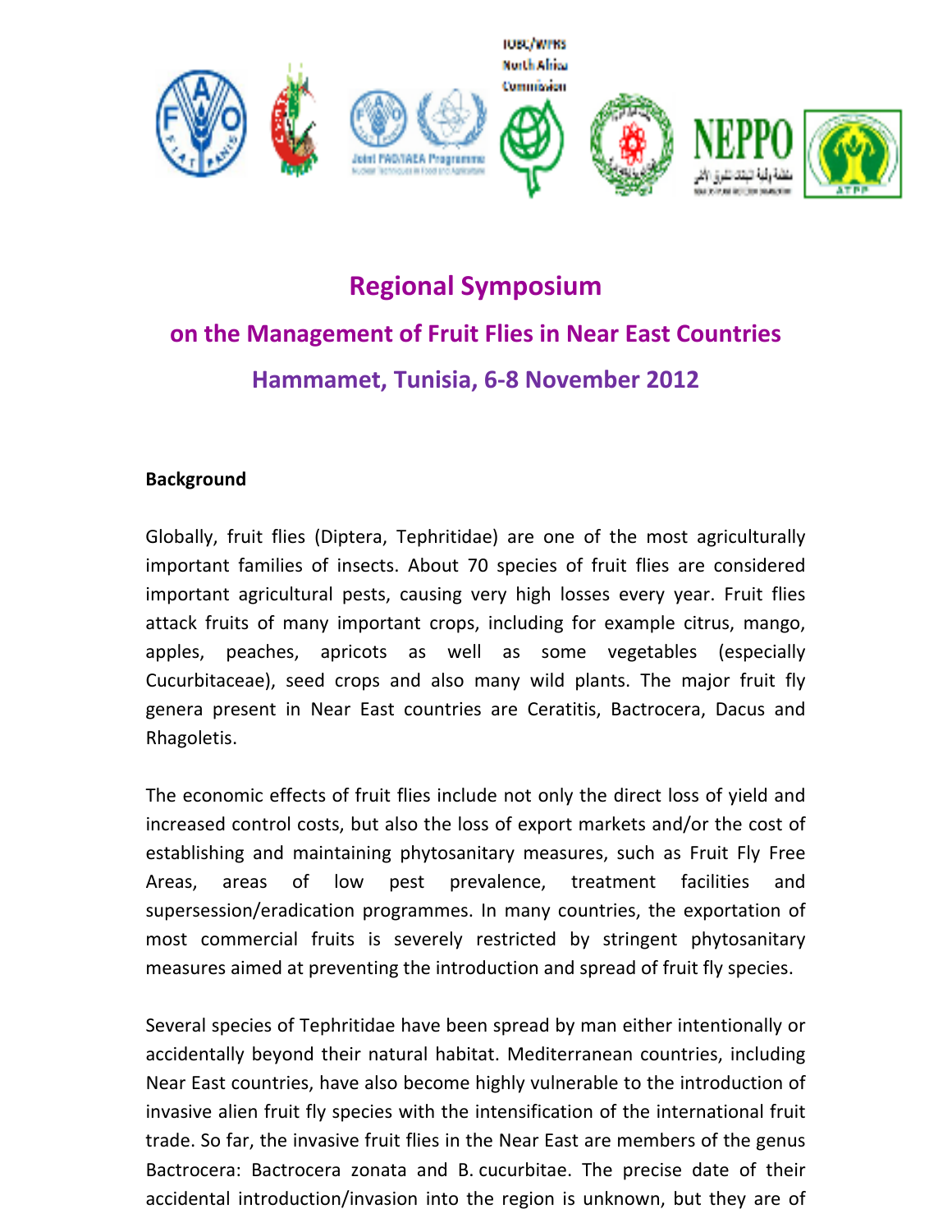# Regional Symposium

## on the Management of Fruit Flies in Near East Countries

### Hammamet, Tunisia, 6-8 November 2012

**Background**

Globally, fruit flies (Diptera, Tephritidae) are one of the most agriculturally important families of insects. About 70 species of fruit flies are considered important agricultural pests, causing very high losses every year. Fruit flies attack fruits of many important crops, including for example citrus, mango, apples, peaches, apricots as well as some vegetables (especially Cucurbitaceae), seed crops and also many wild plants. The major fruit fly genera present in Near East countries are Ceratitis, Bactrocera, Dacus and Rhagoletis.

The economic effects of fruit flies include not only the direct loss of yield and increased control costs, but also the loss of export markets and/or the cost of establishing and maintaining phytosanitary measures, such as Fruit Fly Free Areas, areas of low pest prevalence, treatment facilities and supersession/eradication programmes. In many countries, the exportation of most commercial fruits is severely restricted by stringent phytosanitary measures aimed at preventing the introduction and spread of fruit fly species.

Several species of Tephritidae have been spread by man either intentionally or accidentally beyond their natural habitat. Mediterranean countries, including Near East countries, have also become highly vulnerable to the introduction of invasive alien fruit fly species with the intensification of the international fruit trade. So far, the invasive fruit flies in the Near East are members of the genus Bactrocera: Bactrocera zonata and B. cucurbitae. The precise date of their accidental introduction/invasion into the region is unknown, but they are of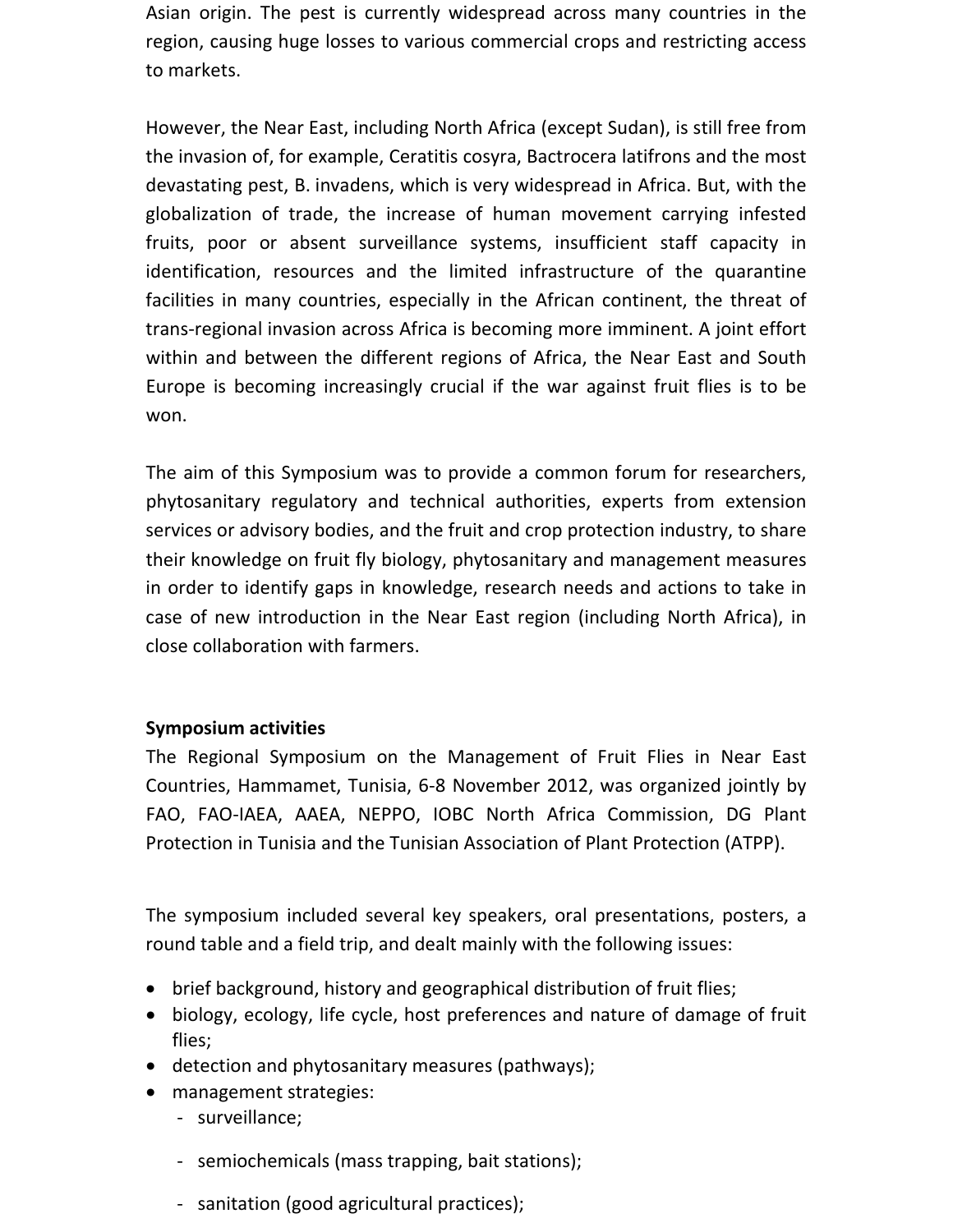Asian origin. The pest is currently widespread across many countries in the region, causing huge losses to various commercial crops and restricting access to markets.

However, the Near East, including North Africa (except Sudan), is still free from the invasion of, for example, Ceratitis cosyra, Bactrocera latifrons and the most devastating pest, B. invadens, which is very widespread in Africa. But, with the globalization of trade, the increase of human movement carrying infested fruits, poor or absent surveillance systems, insufficient staff capacity in identification, resources and the limited infrastructure of the quarantine facilities in many countries, especially in the African continent, the threat of trans-regional invasion across Africa is becoming more imminent. A joint effort within and between the different regions of Africa, the Near East and South Europe is becoming increasingly crucial if the war against fruit flies is to be won.

The aim of this Symposium was to provide a common forum for researchers, phytosanitary regulatory and technical authorities, experts from extension services or advisory bodies, and the fruit and crop protection industry, to share their knowledge on fruit fly biology, phytosanitary and management measures in order to identify gaps in knowledge, research needs and actions to take in case of new introduction in the Near East region (including North Africa), in close collaboration with farmers.

**Symposium activities**

The Regional Symposium on the Management of Fruit Flies in Near East Countries, Hammamet, Tunisia, 6-8 November 2012, was organized jointly by FAO, FAO-IAEA, AAEA, NEPPO, IOBC North Africa Commission, DG Plant Protection in Tunisia and the Tunisian Association of Plant Protection (ATPP).

The symposium included several key speakers, oral presentations, posters, a round table and a field trip, and dealt mainly with the following issues:

- brief background, history and geographical distribution of fruit flies;
- biology, ecology, life cycle, host preferences and nature of damage of fruit flies;
- detection and phytosanitary measures (pathways);
- management strategies:
  - surveillance;
  - semiochemicals (mass trapping, bait stations);
  - sanitation (good agricultural practices);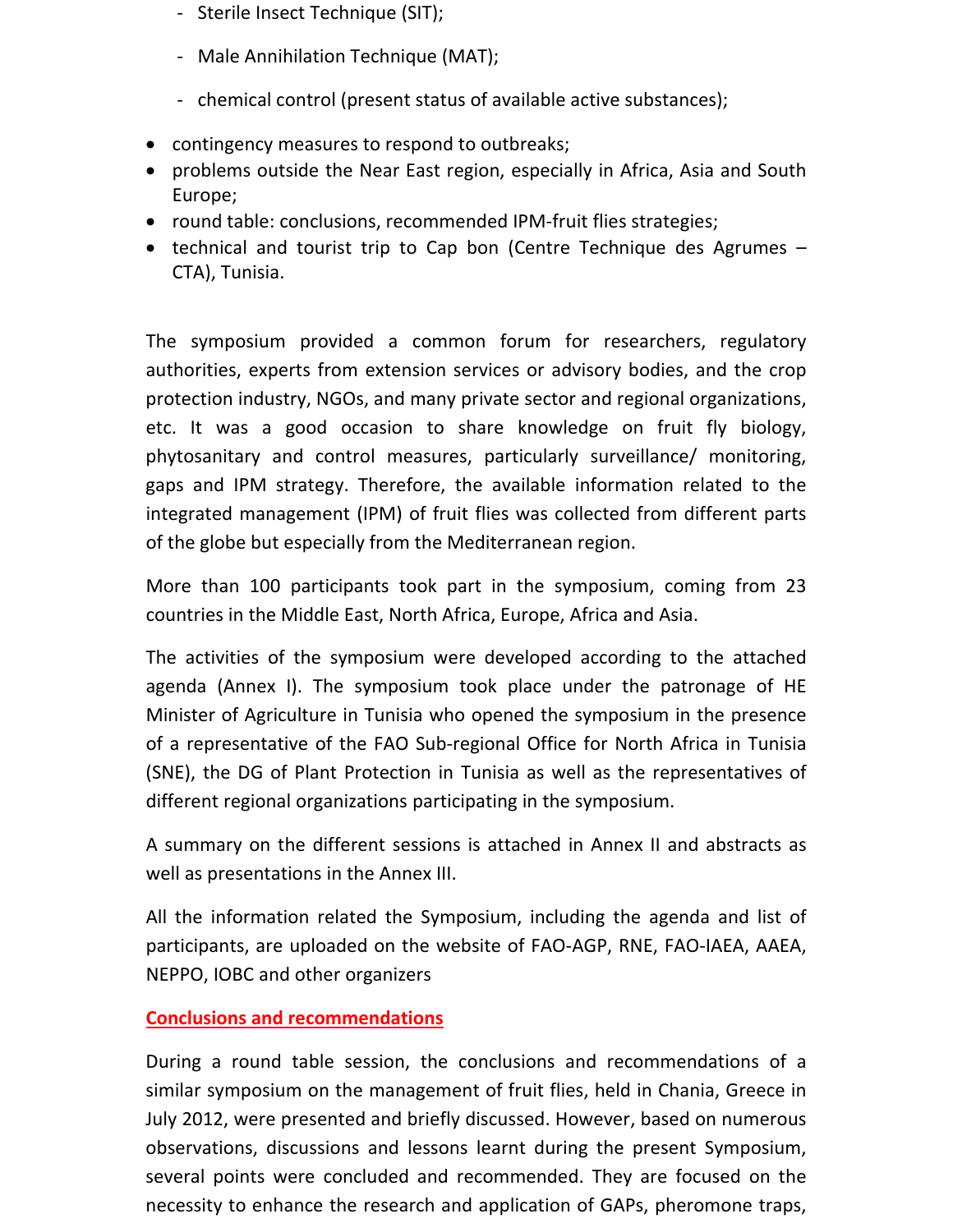- Sterile Insect Technique (SIT);
    - Male Annihilation Technique (MAT);
    - chemical control (present status of available active substances);

- contingency measures to respond to outbreaks;
- problems outside the Near East region, especially in Africa, Asia and South Europe;
- round table: conclusions, recommended IPM-fruit flies strategies;
- technical and tourist trip to Cap bon (Centre Technique des Agrumes – CTA), Tunisia.

The symposium provided a common forum for researchers, regulatory authorities, experts from extension services or advisory bodies, and the crop protection industry, NGOs, and many private sector and regional organizations, etc. It was a good occasion to share knowledge on fruit fly biology, phytosanitary and control measures, particularly surveillance/ monitoring, gaps and IPM strategy. Therefore, the available information related to the integrated management (IPM) of fruit flies was collected from different parts of the globe but especially from the Mediterranean region.

More than 100 participants took part in the symposium, coming from 23 countries in the Middle East, North Africa, Europe, Africa and Asia.

The activities of the symposium were developed according to the attached agenda (Annex I). The symposium took place under the patronage of HE Minister of Agriculture in Tunisia who opened the symposium in the presence of a representative of the FAO Sub-regional Office for North Africa in Tunisia (SNE), the DG of Plant Protection in Tunisia as well as the representatives of different regional organizations participating in the symposium.

A summary on the different sessions is attached in Annex II and abstracts as well as presentations in the Annex III.

All the information related the Symposium, including the agenda and list of participants, are uploaded on the website of FAO-AGP, RNE, FAO-IAEA, AAEA, NEPPO, IOBC and other organizers

## Conclusions and recommendations

During a round table session, the conclusions and recommendations of a similar symposium on the management of fruit flies, held in Chania, Greece in July 2012, were presented and briefly discussed. However, based on numerous observations, discussions and lessons learnt during the present Symposium, several points were concluded and recommended. They are focused on the necessity to enhance the research and application of GAPs, pheromone traps,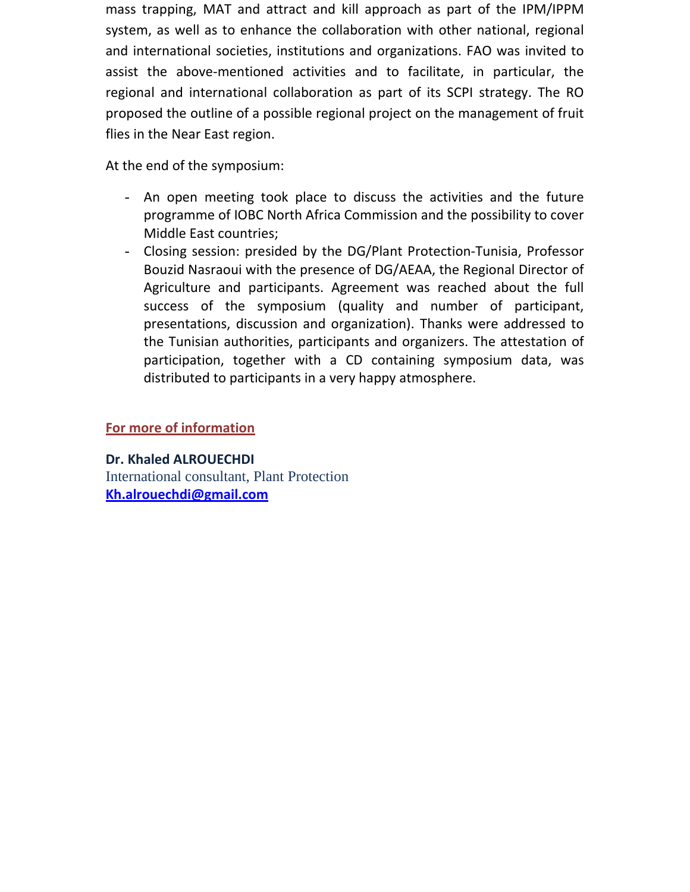mass trapping, MAT and attract and kill approach as part of the IPM/IPPM system, as well as to enhance the collaboration with other national, regional and international societies, institutions and organizations. FAO was invited to assist the above-mentioned activities and to facilitate, in particular, the regional and international collaboration as part of its SCPI strategy. The RO proposed the outline of a possible regional project on the management of fruit flies in the Near East region.

At the end of the symposium:

- An open meeting took place to discuss the activities and the future programme of IOBC North Africa Commission and the possibility to cover Middle East countries;
- Closing session: presided by the DG/Plant Protection-Tunisia, Professor Bouzid Nasraoui with the presence of DG/AEAA, the Regional Director of Agriculture and participants. Agreement was reached about the full success of the symposium (quality and number of participant, presentations, discussion and organization). Thanks were addressed to the Tunisian authorities, participants and organizers. The attestation of participation, together with a CD containing symposium data, was distributed to participants in a very happy atmosphere.

**For more of information**

**Dr. Khaled ALROUECHDI**
International consultant, Plant Protection
**Kh.alrouechdi@gmail.com**